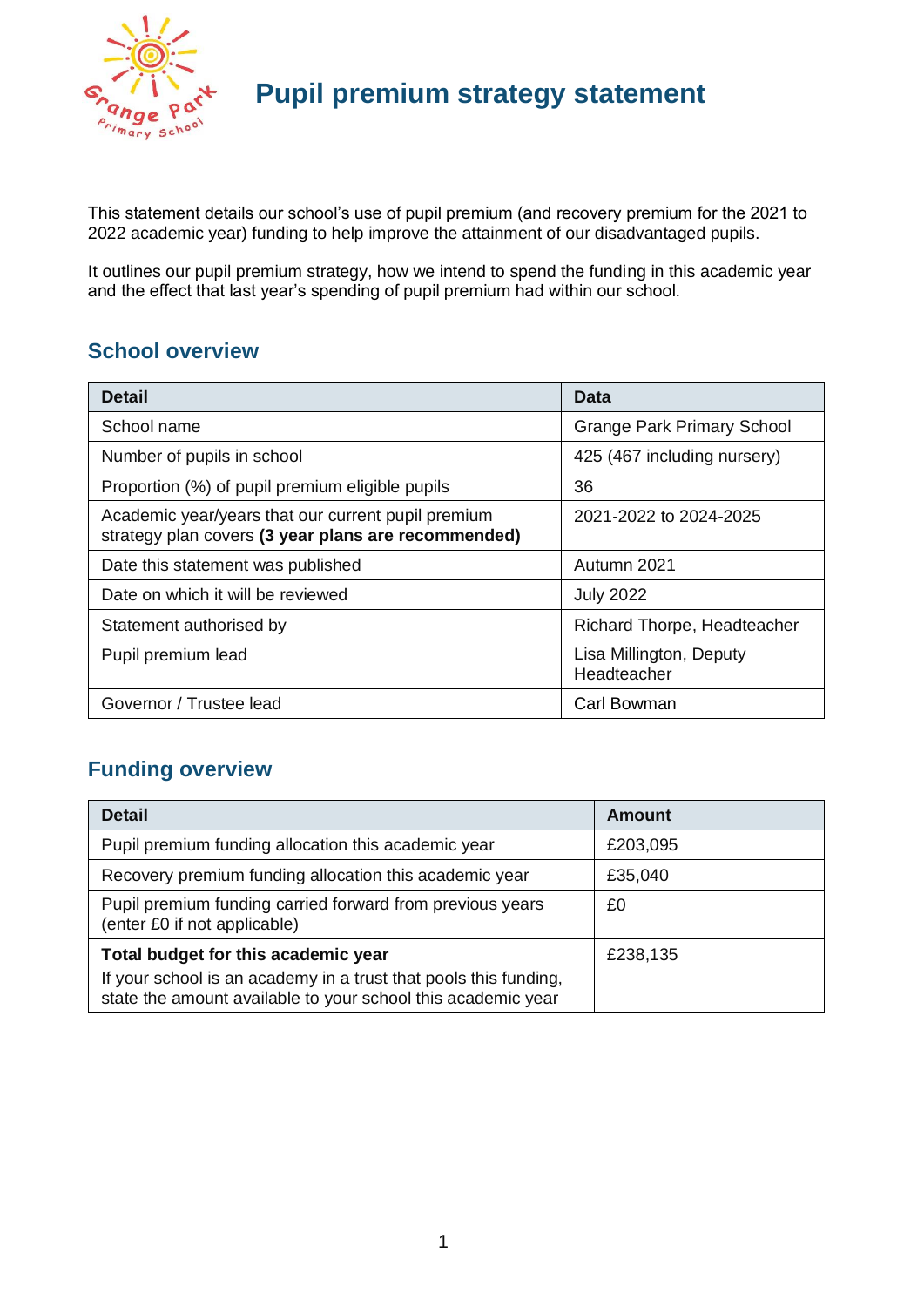# Pupil premium strategy statement

This statement details our school's use of pupil premium (and recovery premium for the 2021 to 2022 academic year) funding to help improve the attainment of our disadvantaged pupils.

It outlines our pupil premium strategy, how we intend to spend the funding in this academic year and the effect that last year's spending of pupil premium had within our school.

## School overview

| Detail | Data |
|---|---|
| School name | Grange Park Primary School |
| Number of pupils in school | 425 (467 including nursery) |
| Proportion (%) of pupil premium eligible pupils | 36 |
| Academic year/years that our current pupil premium strategy plan covers **(3 year plans are recommended)** | 2021-2022 to 2024-2025 |
| Date this statement was published | Autumn 2021 |
| Date on which it will be reviewed | July 2022 |
| Statement authorised by | Richard Thorpe, Headteacher |
| Pupil premium lead | Lisa Millington, Deputy Headteacher |
| Governor / Trustee lead | Carl Bowman |

## Funding overview

| Detail | Amount |
|---|---|
| Pupil premium funding allocation this academic year | £203,095 |
| Recovery premium funding allocation this academic year | £35,040 |
| Pupil premium funding carried forward from previous years (enter £0 if not applicable) | £0 |
| **Total budget for this academic year** If your school is an academy in a trust that pools this funding, state the amount available to your school this academic year | £238,135 |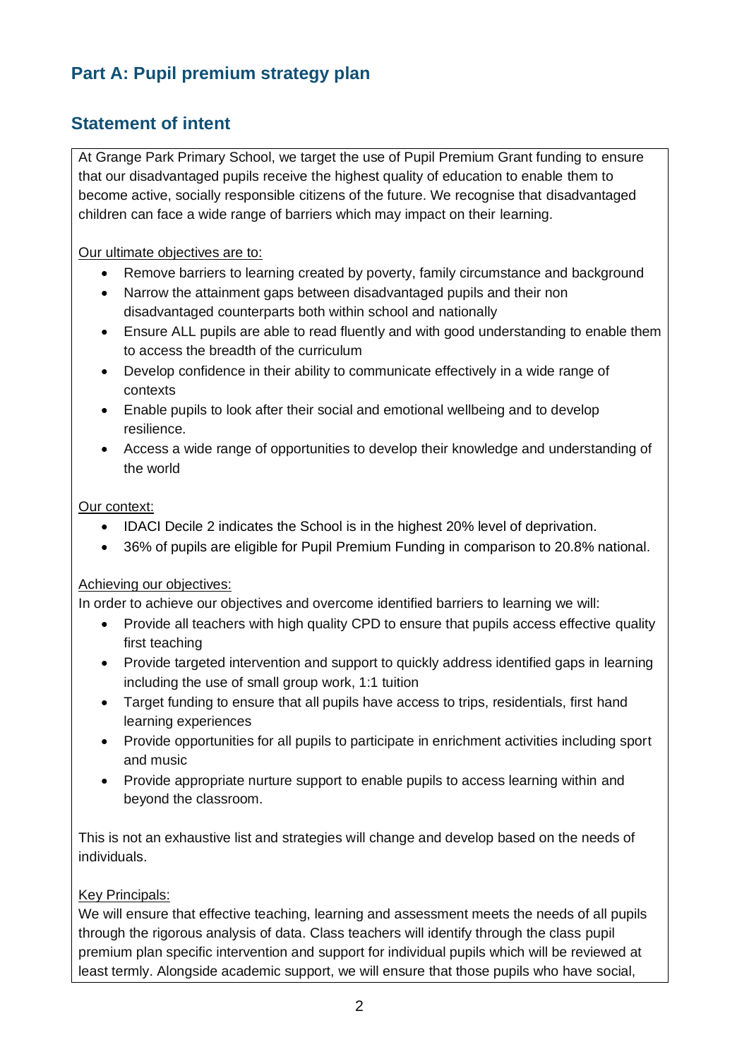## Part A: Pupil premium strategy plan

## Statement of intent

At Grange Park Primary School, we target the use of Pupil Premium Grant funding to ensure that our disadvantaged pupils receive the highest quality of education to enable them to become active, socially responsible citizens of the future. We recognise that disadvantaged children can face a wide range of barriers which may impact on their learning.

Our ultimate objectives are to:

- Remove barriers to learning created by poverty, family circumstance and background
- Narrow the attainment gaps between disadvantaged pupils and their non disadvantaged counterparts both within school and nationally
- Ensure ALL pupils are able to read fluently and with good understanding to enable them to access the breadth of the curriculum
- Develop confidence in their ability to communicate effectively in a wide range of contexts
- Enable pupils to look after their social and emotional wellbeing and to develop resilience.
- Access a wide range of opportunities to develop their knowledge and understanding of the world

Our context:

- IDACI Decile 2 indicates the School is in the highest 20% level of deprivation.
- 36% of pupils are eligible for Pupil Premium Funding in comparison to 20.8% national.

Achieving our objectives:

In order to achieve our objectives and overcome identified barriers to learning we will:

- Provide all teachers with high quality CPD to ensure that pupils access effective quality first teaching
- Provide targeted intervention and support to quickly address identified gaps in learning including the use of small group work, 1:1 tuition
- Target funding to ensure that all pupils have access to trips, residentials, first hand learning experiences
- Provide opportunities for all pupils to participate in enrichment activities including sport and music
- Provide appropriate nurture support to enable pupils to access learning within and beyond the classroom.

This is not an exhaustive list and strategies will change and develop based on the needs of individuals.

Key Principals:

We will ensure that effective teaching, learning and assessment meets the needs of all pupils through the rigorous analysis of data. Class teachers will identify through the class pupil premium plan specific intervention and support for individual pupils which will be reviewed at least termly. Alongside academic support, we will ensure that those pupils who have social,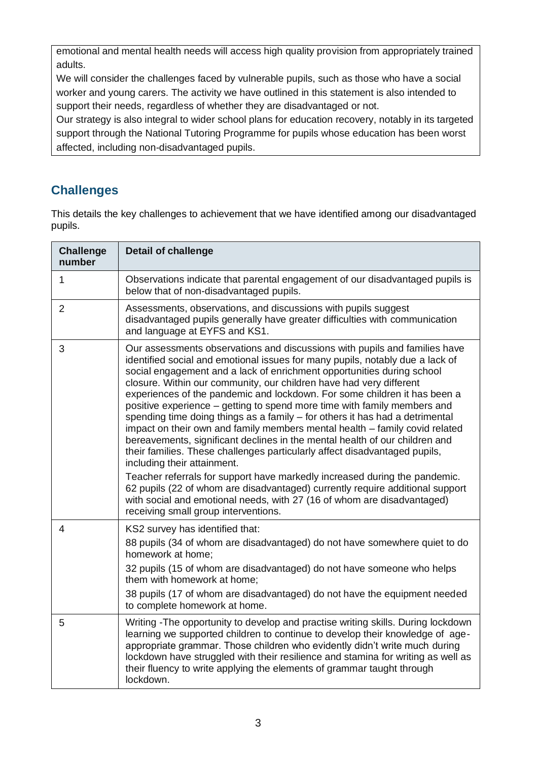emotional and mental health needs will access high quality provision from appropriately trained adults.

We will consider the challenges faced by vulnerable pupils, such as those who have a social worker and young carers. The activity we have outlined in this statement is also intended to support their needs, regardless of whether they are disadvantaged or not.

Our strategy is also integral to wider school plans for education recovery, notably in its targeted support through the National Tutoring Programme for pupils whose education has been worst affected, including non-disadvantaged pupils.

## Challenges

This details the key challenges to achievement that we have identified among our disadvantaged pupils.

| Challenge number | Detail of challenge |
|---|---|
| 1 | Observations indicate that parental engagement of our disadvantaged pupils is below that of non-disadvantaged pupils. |
| 2 | Assessments, observations, and discussions with pupils suggest disadvantaged pupils generally have greater difficulties with communication and language at EYFS and KS1. |
| 3 | Our assessments observations and discussions with pupils and families have identified social and emotional issues for many pupils, notably due a lack of social engagement and a lack of enrichment opportunities during school closure. Within our community, our children have had very different experiences of the pandemic and lockdown. For some children it has been a positive experience – getting to spend more time with family members and spending time doing things as a family – for others it has had a detrimental impact on their own and family members mental health – family covid related bereavements, significant declines in the mental health of our children and their families. These challenges particularly affect disadvantaged pupils, including their attainment.<br>Teacher referrals for support have markedly increased during the pandemic. 62 pupils (22 of whom are disadvantaged) currently require additional support with social and emotional needs, with 27 (16 of whom are disadvantaged) receiving small group interventions. |
| 4 | KS2 survey has identified that:<br>88 pupils (34 of whom are disadvantaged) do not have somewhere quiet to do homework at home;<br>32 pupils (15 of whom are disadvantaged) do not have someone who helps them with homework at home;<br>38 pupils (17 of whom are disadvantaged) do not have the equipment needed to complete homework at home. |
| 5 | Writing -The opportunity to develop and practise writing skills. During lockdown learning we supported children to continue to develop their knowledge of age-appropriate grammar. Those children who evidently didn't write much during lockdown have struggled with their resilience and stamina for writing as well as their fluency to write applying the elements of grammar taught through lockdown. |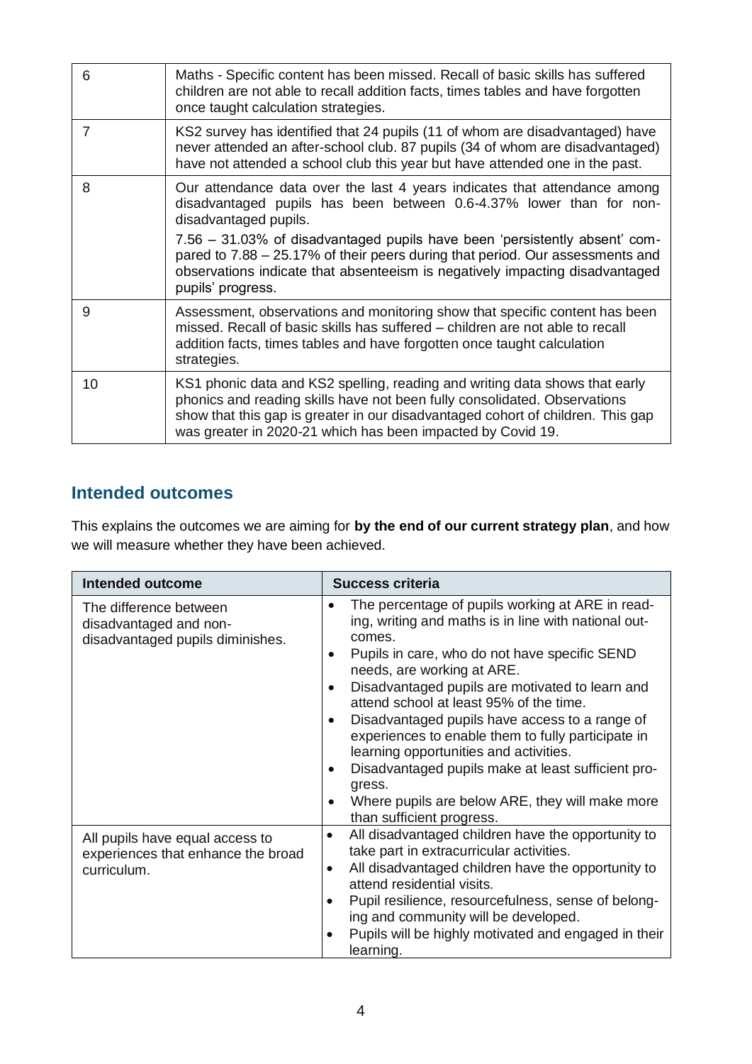| | |
|---|---|
| 6 | Maths - Specific content has been missed. Recall of basic skills has suffered children are not able to recall addition facts, times tables and have forgotten once taught calculation strategies. |
| 7 | KS2 survey has identified that 24 pupils (11 of whom are disadvantaged) have never attended an after-school club. 87 pupils (34 of whom are disadvantaged) have not attended a school club this year but have attended one in the past. |
| 8 | Our attendance data over the last 4 years indicates that attendance among disadvantaged pupils has been between 0.6-4.37% lower than for non-disadvantaged pupils.<br><br>7.56 – 31.03% of disadvantaged pupils have been 'persistently absent' compared to 7.88 – 25.17% of their peers during that period. Our assessments and observations indicate that absenteeism is negatively impacting disadvantaged pupils' progress. |
| 9 | Assessment, observations and monitoring show that specific content has been missed. Recall of basic skills has suffered – children are not able to recall addition facts, times tables and have forgotten once taught calculation strategies. |
| 10 | KS1 phonic data and KS2 spelling, reading and writing data shows that early phonics and reading skills have not been fully consolidated. Observations show that this gap is greater in our disadvantaged cohort of children. This gap was greater in 2020-21 which has been impacted by Covid 19. |

## Intended outcomes

This explains the outcomes we are aiming for **by the end of our current strategy plan**, and how we will measure whether they have been achieved.

| Intended outcome | Success criteria |
|---|---|
| The difference between disadvantaged and non-disadvantaged pupils diminishes. | • The percentage of pupils working at ARE in reading, writing and maths is in line with national outcomes.<br>• Pupils in care, who do not have specific SEND needs, are working at ARE.<br>• Disadvantaged pupils are motivated to learn and attend school at least 95% of the time.<br>• Disadvantaged pupils have access to a range of experiences to enable them to fully participate in learning opportunities and activities.<br>• Disadvantaged pupils make at least sufficient progress.<br>• Where pupils are below ARE, they will make more than sufficient progress. |
| All pupils have equal access to experiences that enhance the broad curriculum. | • All disadvantaged children have the opportunity to take part in extracurricular activities.<br>• All disadvantaged children have the opportunity to attend residential visits.<br>• Pupil resilience, resourcefulness, sense of belonging and community will be developed.<br>• Pupils will be highly motivated and engaged in their learning. |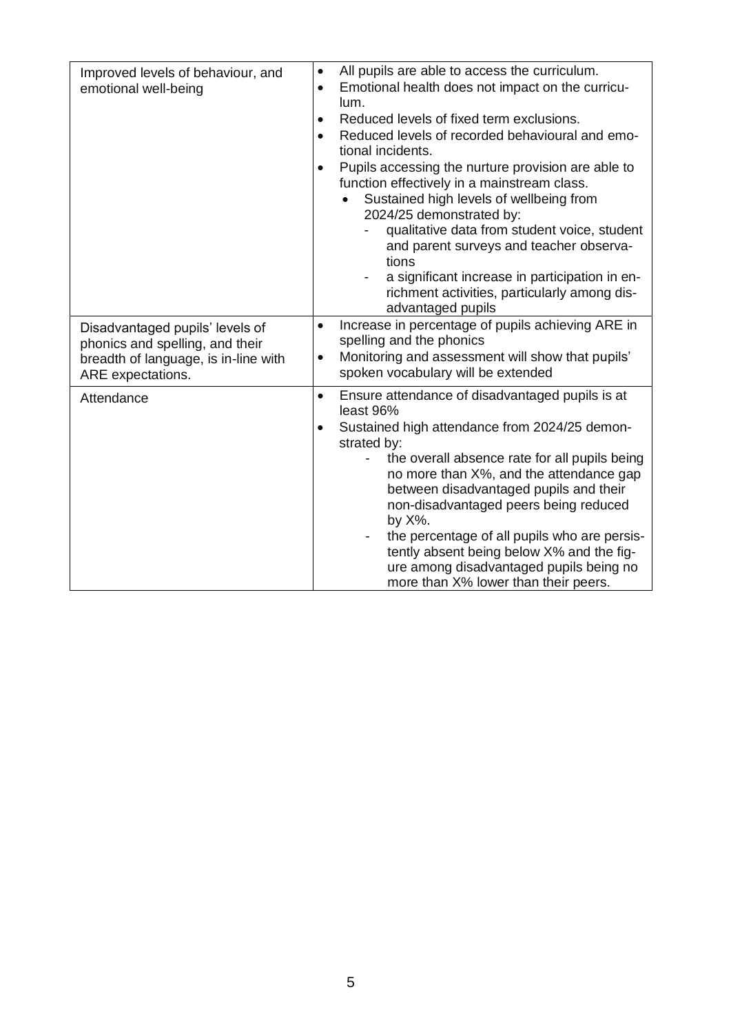| | |
|---|---|
| Improved levels of behaviour, and emotional well-being | • All pupils are able to access the curriculum.<br>• Emotional health does not impact on the curriculum.<br>• Reduced levels of fixed term exclusions.<br>• Reduced levels of recorded behavioural and emotional incidents.<br>• Pupils accessing the nurture provision are able to function effectively in a mainstream class.<br>  • Sustained high levels of wellbeing from 2024/25 demonstrated by:<br>    - qualitative data from student voice, student and parent surveys and teacher observations<br>    - a significant increase in participation in enrichment activities, particularly among disadvantaged pupils |
| Disadvantaged pupils' levels of phonics and spelling, and their breadth of language, is in-line with ARE expectations. | • Increase in percentage of pupils achieving ARE in spelling and the phonics<br>• Monitoring and assessment will show that pupils' spoken vocabulary will be extended |
| Attendance | • Ensure attendance of disadvantaged pupils is at least 96%<br>• Sustained high attendance from 2024/25 demonstrated by:<br>    - the overall absence rate for all pupils being no more than X%, and the attendance gap between disadvantaged pupils and their non-disadvantaged peers being reduced by X%.<br>    - the percentage of all pupils who are persistently absent being below X% and the figure among disadvantaged pupils being no more than X% lower than their peers. |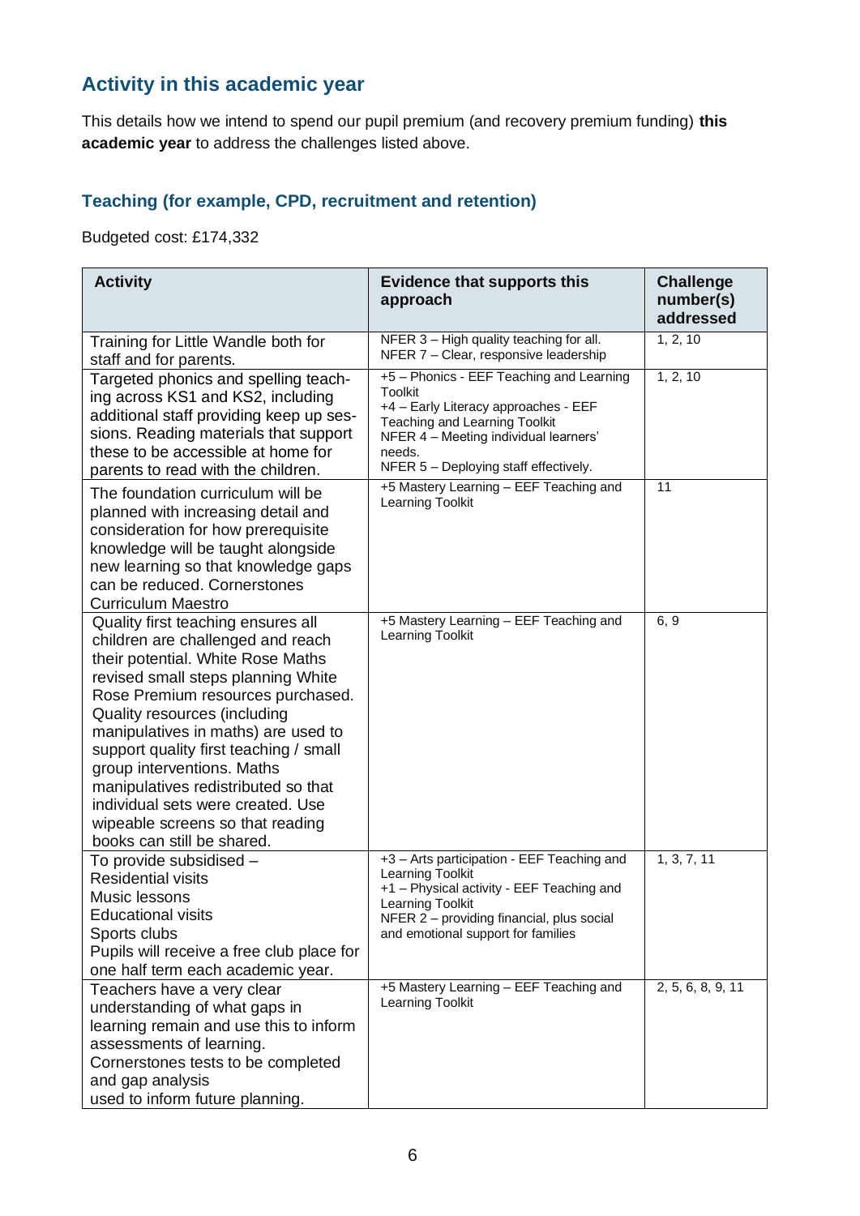## Activity in this academic year

This details how we intend to spend our pupil premium (and recovery premium funding) **this academic year** to address the challenges listed above.

### Teaching (for example, CPD, recruitment and retention)

Budgeted cost: £174,332

| Activity | Evidence that supports this approach | Challenge number(s) addressed |
|---|---|---|
| Training for Little Wandle both for staff and for parents. | NFER 3 – High quality teaching for all.<br>NFER 7 – Clear, responsive leadership | 1, 2, 10 |
| Targeted phonics and spelling teaching across KS1 and KS2, including additional staff providing keep up sessions. Reading materials that support these to be accessible at home for parents to read with the children. | +5 – Phonics - EEF Teaching and Learning Toolkit<br>+4 – Early Literacy approaches - EEF Teaching and Learning Toolkit<br>NFER 4 – Meeting individual learners' needs.<br>NFER 5 – Deploying staff effectively. | 1, 2, 10 |
| The foundation curriculum will be planned with increasing detail and consideration for how prerequisite knowledge will be taught alongside new learning so that knowledge gaps can be reduced. Cornerstones Curriculum Maestro | +5 Mastery Learning – EEF Teaching and Learning Toolkit | 11 |
| Quality first teaching ensures all children are challenged and reach their potential. White Rose Maths revised small steps planning White Rose Premium resources purchased. Quality resources (including manipulatives in maths) are used to support quality first teaching / small group interventions. Maths manipulatives redistributed so that individual sets were created. Use wipeable screens so that reading books can still be shared. | +5 Mastery Learning – EEF Teaching and Learning Toolkit | 6, 9 |
| To provide subsidised –<br>Residential visits<br>Music lessons<br>Educational visits<br>Sports clubs<br>Pupils will receive a free club place for one half term each academic year. | +3 – Arts participation - EEF Teaching and Learning Toolkit<br>+1 – Physical activity - EEF Teaching and Learning Toolkit<br>NFER 2 – providing financial, plus social and emotional support for families | 1, 3, 7, 11 |
| Teachers have a very clear understanding of what gaps in learning remain and use this to inform assessments of learning.<br>Cornerstones tests to be completed and gap analysis used to inform future planning. | +5 Mastery Learning – EEF Teaching and Learning Toolkit | 2, 5, 6, 8, 9, 11 |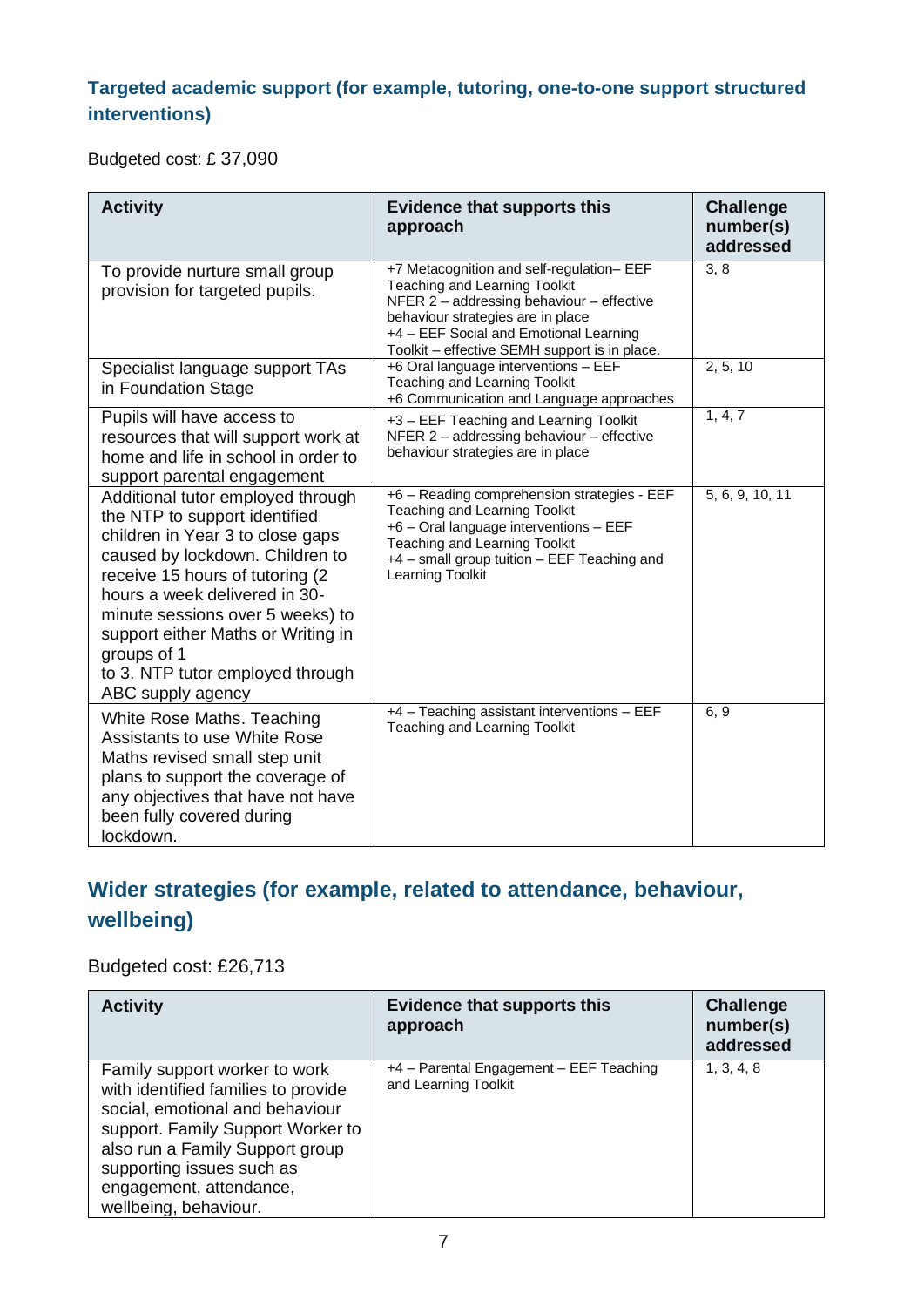### Targeted academic support (for example, tutoring, one-to-one support structured interventions)

Budgeted cost: £ 37,090

| Activity | Evidence that supports this approach | Challenge number(s) addressed |
|---|---|---|
| To provide nurture small group provision for targeted pupils. | +7 Metacognition and self-regulation– EEF Teaching and Learning Toolkit<br>NFER 2 – addressing behaviour – effective behaviour strategies are in place<br>+4 – EEF Social and Emotional Learning Toolkit – effective SEMH support is in place. | 3, 8 |
| Specialist language support TAs in Foundation Stage | +6 Oral language interventions – EEF Teaching and Learning Toolkit<br>+6 Communication and Language approaches | 2, 5, 10 |
| Pupils will have access to resources that will support work at home and life in school in order to support parental engagement | +3 – EEF Teaching and Learning Toolkit<br>NFER 2 – addressing behaviour – effective behaviour strategies are in place | 1, 4, 7 |
| Additional tutor employed through the NTP to support identified children in Year 3 to close gaps caused by lockdown. Children to receive 15 hours of tutoring (2 hours a week delivered in 30-minute sessions over 5 weeks) to support either Maths or Writing in groups of 1 to 3. NTP tutor employed through ABC supply agency | +6 – Reading comprehension strategies - EEF Teaching and Learning Toolkit<br>+6 – Oral language interventions – EEF Teaching and Learning Toolkit<br>+4 – small group tuition – EEF Teaching and Learning Toolkit | 5, 6, 9, 10, 11 |
| White Rose Maths. Teaching Assistants to use White Rose Maths revised small step unit plans to support the coverage of any objectives that have not have been fully covered during lockdown. | +4 – Teaching assistant interventions – EEF Teaching and Learning Toolkit | 6, 9 |

### Wider strategies (for example, related to attendance, behaviour, wellbeing)

Budgeted cost: £26,713

| Activity | Evidence that supports this approach | Challenge number(s) addressed |
|---|---|---|
| Family support worker to work with identified families to provide social, emotional and behaviour support. Family Support Worker to also run a Family Support group supporting issues such as engagement, attendance, wellbeing, behaviour. | +4 – Parental Engagement – EEF Teaching and Learning Toolkit | 1, 3, 4, 8 |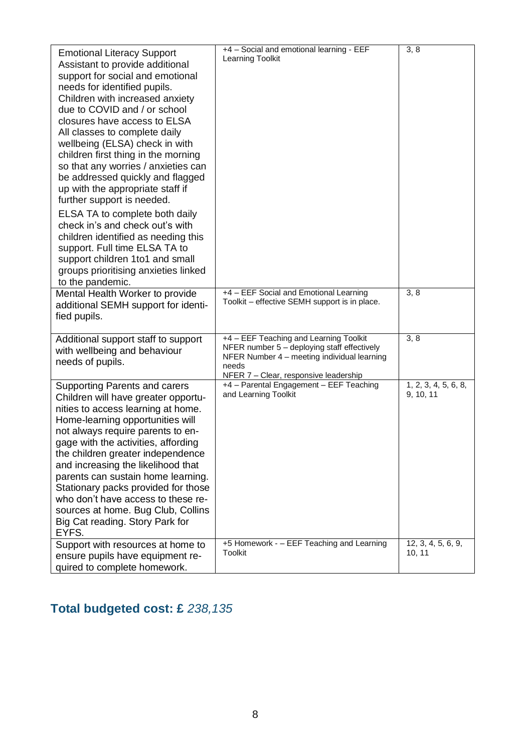| | | |
|---|---|---|
| Emotional Literacy Support Assistant to provide additional support for social and emotional needs for identified pupils. Children with increased anxiety due to COVID and / or school closures have access to ELSA All classes to complete daily wellbeing (ELSA) check in with children first thing in the morning so that any worries / anxieties can be addressed quickly and flagged up with the appropriate staff if further support is needed. ELSA TA to complete both daily check in's and check out's with children identified as needing this support. Full time ELSA TA to support children 1to1 and small groups prioritising anxieties linked to the pandemic. | +4 – Social and emotional learning - EEF Learning Toolkit | 3, 8 |
| Mental Health Worker to provide additional SEMH support for identified pupils. | +4 – EEF Social and Emotional Learning Toolkit – effective SEMH support is in place. | 3, 8 |
| Additional support staff to support with wellbeing and behaviour needs of pupils. | +4 – EEF Teaching and Learning Toolkit NFER number 5 – deploying staff effectively NFER Number 4 – meeting individual learning needs NFER 7 – Clear, responsive leadership | 3, 8 |
| Supporting Parents and carers Children will have greater opportunities to access learning at home. Home-learning opportunities will not always require parents to engage with the activities, affording the children greater independence and increasing the likelihood that parents can sustain home learning. Stationary packs provided for those who don't have access to these resources at home. Bug Club, Collins Big Cat reading. Story Park for EYFS. | +4 – Parental Engagement – EEF Teaching and Learning Toolkit | 1, 2, 3, 4, 5, 6, 8, 9, 10, 11 |
| Support with resources at home to ensure pupils have equipment required to complete homework. | +5 Homework - – EEF Teaching and Learning Toolkit | 12, 3, 4, 5, 6, 9, 10, 11 |

## Total budgeted cost: £ *238,135*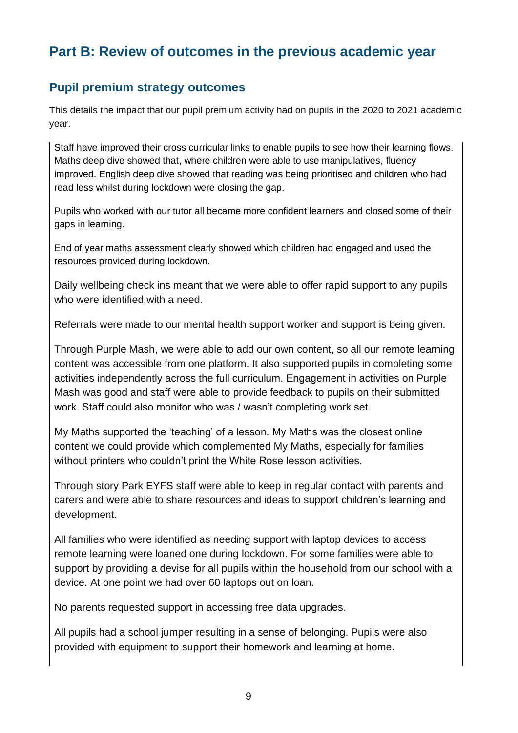# Part B: Review of outcomes in the previous academic year

## Pupil premium strategy outcomes

This details the impact that our pupil premium activity had on pupils in the 2020 to 2021 academic year.

Staff have improved their cross curricular links to enable pupils to see how their learning flows. Maths deep dive showed that, where children were able to use manipulatives, fluency improved. English deep dive showed that reading was being prioritised and children who had read less whilst during lockdown were closing the gap.

Pupils who worked with our tutor all became more confident learners and closed some of their gaps in learning.

End of year maths assessment clearly showed which children had engaged and used the resources provided during lockdown.

Daily wellbeing check ins meant that we were able to offer rapid support to any pupils who were identified with a need.

Referrals were made to our mental health support worker and support is being given.

Through Purple Mash, we were able to add our own content, so all our remote learning content was accessible from one platform. It also supported pupils in completing some activities independently across the full curriculum. Engagement in activities on Purple Mash was good and staff were able to provide feedback to pupils on their submitted work. Staff could also monitor who was / wasn't completing work set.

My Maths supported the 'teaching' of a lesson. My Maths was the closest online content we could provide which complemented My Maths, especially for families without printers who couldn't print the White Rose lesson activities.

Through story Park EYFS staff were able to keep in regular contact with parents and carers and were able to share resources and ideas to support children's learning and development.

All families who were identified as needing support with laptop devices to access remote learning were loaned one during lockdown. For some families were able to support by providing a devise for all pupils within the household from our school with a device. At one point we had over 60 laptops out on loan.

No parents requested support in accessing free data upgrades.

All pupils had a school jumper resulting in a sense of belonging. Pupils were also provided with equipment to support their homework and learning at home.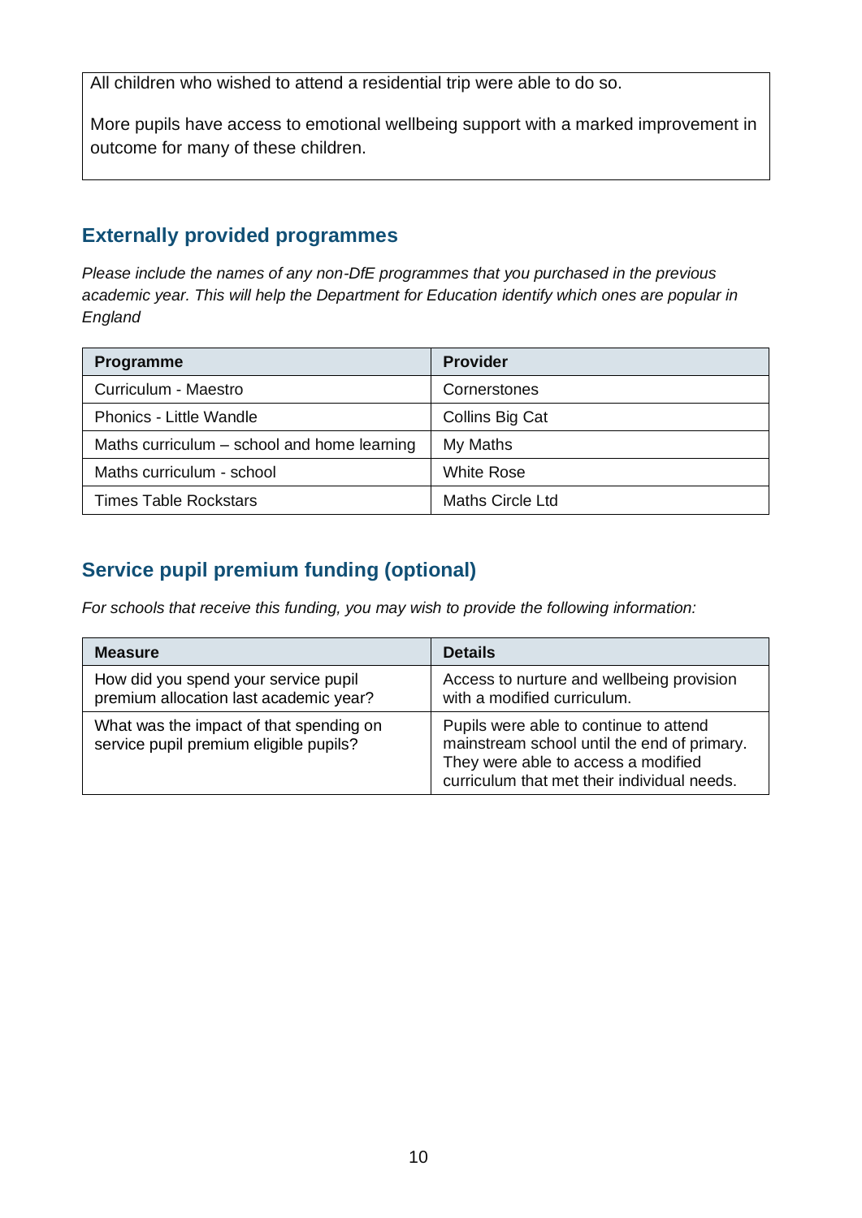| All children who wished to attend a residential trip were able to do so.<br><br>More pupils have access to emotional wellbeing support with a marked improvement in outcome for many of these children. |
|---|

## Externally provided programmes

*Please include the names of any non-DfE programmes that you purchased in the previous academic year. This will help the Department for Education identify which ones are popular in England*

| Programme | Provider |
|---|---|
| Curriculum - Maestro | Cornerstones |
| Phonics - Little Wandle | Collins Big Cat |
| Maths curriculum – school and home learning | My Maths |
| Maths curriculum - school | White Rose |
| Times Table Rockstars | Maths Circle Ltd |

## Service pupil premium funding (optional)

*For schools that receive this funding, you may wish to provide the following information:*

| Measure | Details |
|---|---|
| How did you spend your service pupil premium allocation last academic year? | Access to nurture and wellbeing provision with a modified curriculum. |
| What was the impact of that spending on service pupil premium eligible pupils? | Pupils were able to continue to attend mainstream school until the end of primary. They were able to access a modified curriculum that met their individual needs. |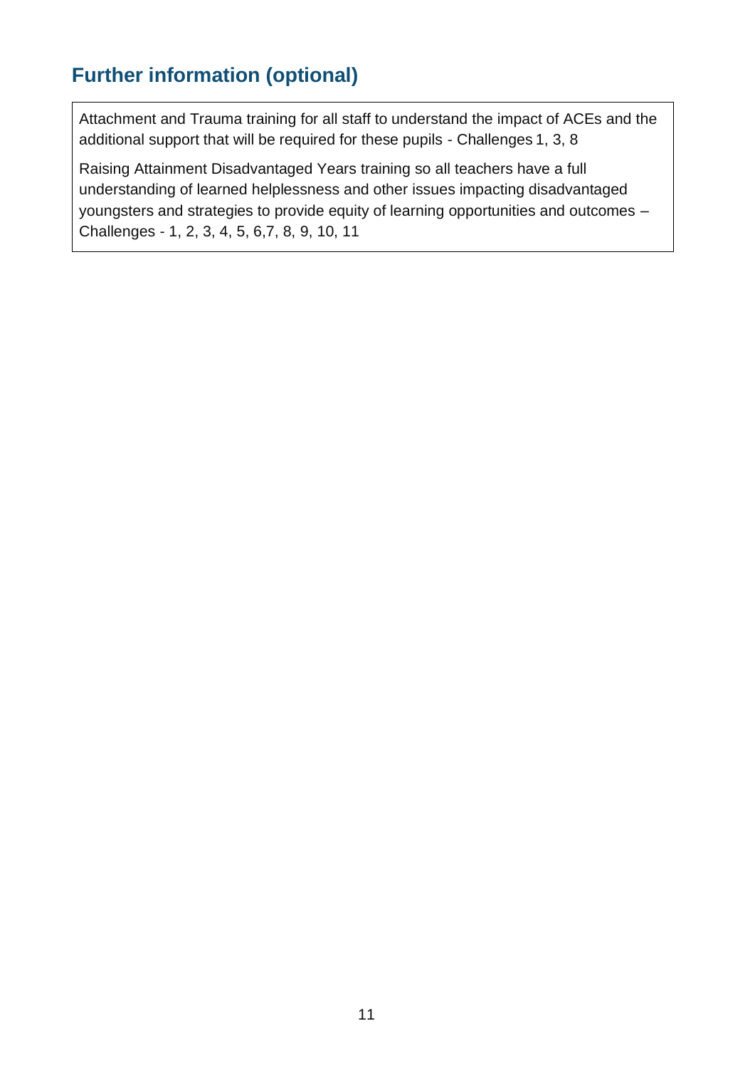## Further information (optional)

Attachment and Trauma training for all staff to understand the impact of ACEs and the additional support that will be required for these pupils - Challenges 1, 3, 8

Raising Attainment Disadvantaged Years training so all teachers have a full understanding of learned helplessness and other issues impacting disadvantaged youngsters and strategies to provide equity of learning opportunities and outcomes – Challenges - 1, 2, 3, 4, 5, 6,7, 8, 9, 10, 11